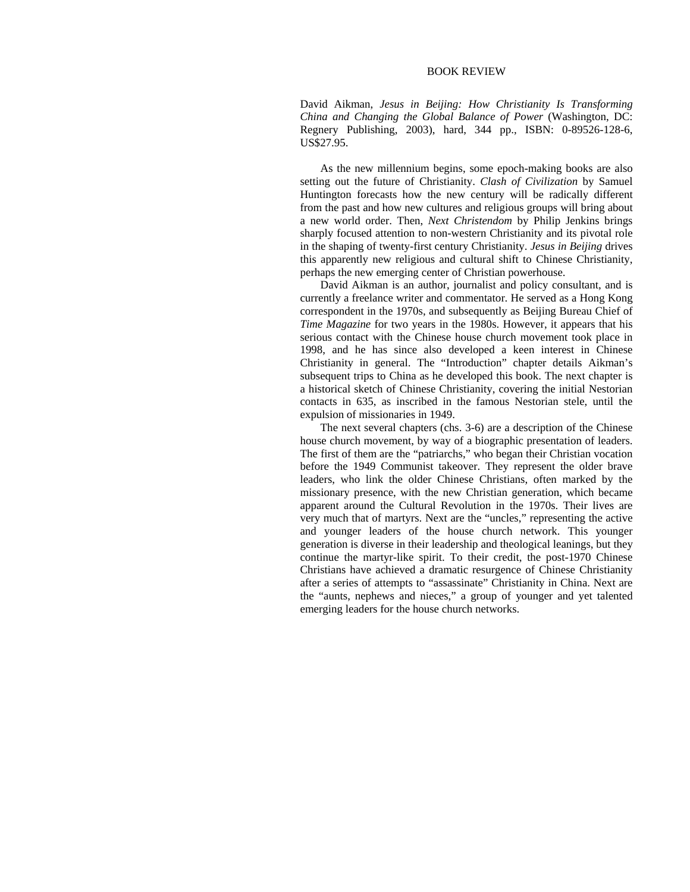# BOOK REVIEW

David Aikman, *Jesus in Beijing: How Christianity Is Transforming China and Changing the Global Balance of Power* (Washington, DC: Regnery Publishing, 2003), hard, 344 pp., ISBN: 0-89526-128-6, US$27.95.

As the new millennium begins, some epoch-making books are also setting out the future of Christianity. *Clash of Civilization* by Samuel Huntington forecasts how the new century will be radically different from the past and how new cultures and religious groups will bring about a new world order. Then, *Next Christendom* by Philip Jenkins brings sharply focused attention to non-western Christianity and its pivotal role in the shaping of twenty-first century Christianity. *Jesus in Beijing* drives this apparently new religious and cultural shift to Chinese Christianity, perhaps the new emerging center of Christian powerhouse.

David Aikman is an author, journalist and policy consultant, and is currently a freelance writer and commentator. He served as a Hong Kong correspondent in the 1970s, and subsequently as Beijing Bureau Chief of *Time Magazine* for two years in the 1980s. However, it appears that his serious contact with the Chinese house church movement took place in 1998, and he has since also developed a keen interest in Chinese Christianity in general. The "Introduction" chapter details Aikman's subsequent trips to China as he developed this book. The next chapter is a historical sketch of Chinese Christianity, covering the initial Nestorian contacts in 635, as inscribed in the famous Nestorian stele, until the expulsion of missionaries in 1949.

The next several chapters (chs. 3-6) are a description of the Chinese house church movement, by way of a biographic presentation of leaders. The first of them are the "patriarchs," who began their Christian vocation before the 1949 Communist takeover. They represent the older brave leaders, who link the older Chinese Christians, often marked by the missionary presence, with the new Christian generation, which became apparent around the Cultural Revolution in the 1970s. Their lives are very much that of martyrs. Next are the "uncles," representing the active and younger leaders of the house church network. This younger generation is diverse in their leadership and theological leanings, but they continue the martyr-like spirit. To their credit, the post-1970 Chinese Christians have achieved a dramatic resurgence of Chinese Christianity after a series of attempts to "assassinate" Christianity in China. Next are the "aunts, nephews and nieces," a group of younger and yet talented emerging leaders for the house church networks.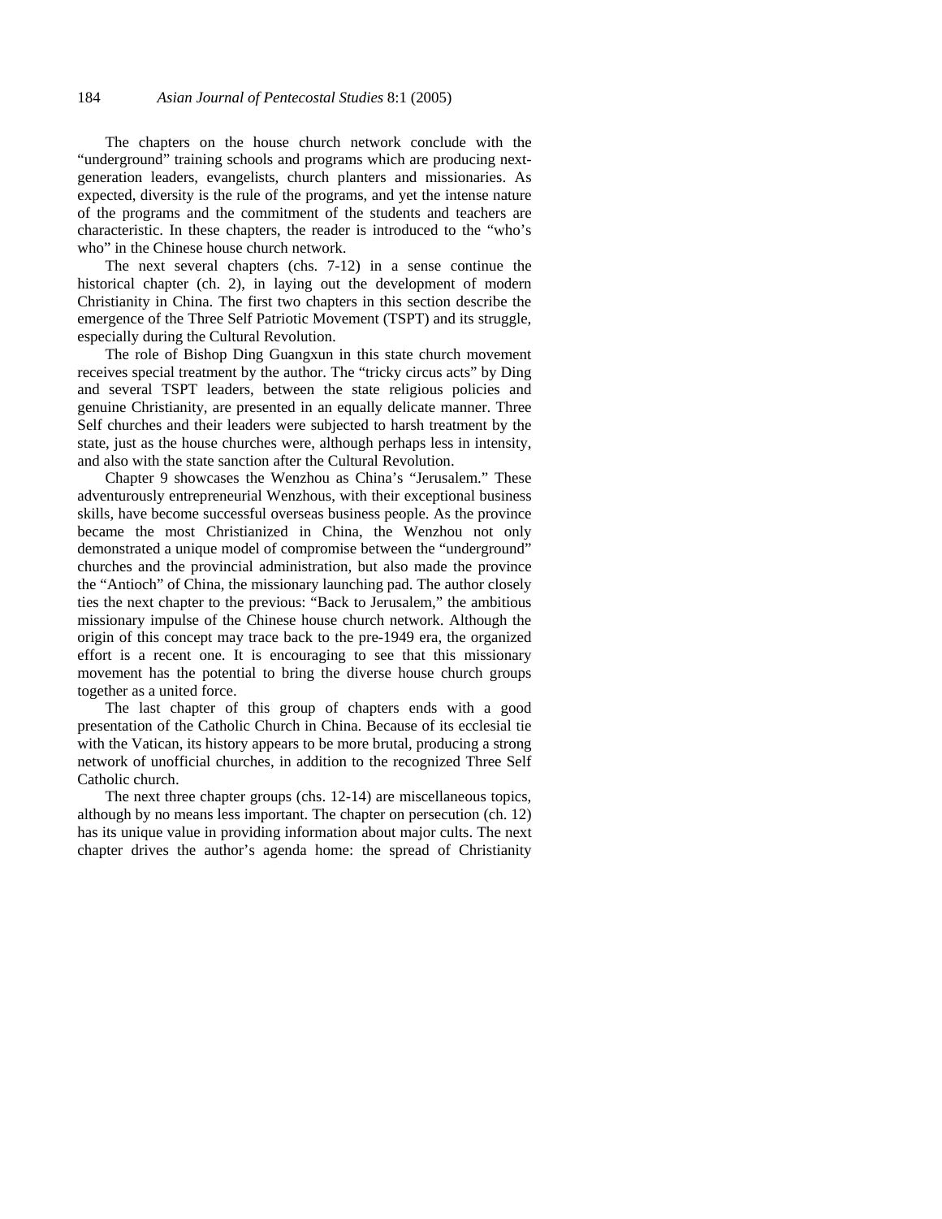The chapters on the house church network conclude with the "underground" training schools and programs which are producing next-generation leaders, evangelists, church planters and missionaries. As expected, diversity is the rule of the programs, and yet the intense nature of the programs and the commitment of the students and teachers are characteristic. In these chapters, the reader is introduced to the "who's who" in the Chinese house church network.

The next several chapters (chs. 7-12) in a sense continue the historical chapter (ch. 2), in laying out the development of modern Christianity in China. The first two chapters in this section describe the emergence of the Three Self Patriotic Movement (TSPT) and its struggle, especially during the Cultural Revolution.

The role of Bishop Ding Guangxun in this state church movement receives special treatment by the author. The "tricky circus acts" by Ding and several TSPT leaders, between the state religious policies and genuine Christianity, are presented in an equally delicate manner. Three Self churches and their leaders were subjected to harsh treatment by the state, just as the house churches were, although perhaps less in intensity, and also with the state sanction after the Cultural Revolution.

Chapter 9 showcases the Wenzhou as China's "Jerusalem." These adventurously entrepreneurial Wenzhous, with their exceptional business skills, have become successful overseas business people. As the province became the most Christianized in China, the Wenzhou not only demonstrated a unique model of compromise between the "underground" churches and the provincial administration, but also made the province the "Antioch" of China, the missionary launching pad. The author closely ties the next chapter to the previous: "Back to Jerusalem," the ambitious missionary impulse of the Chinese house church network. Although the origin of this concept may trace back to the pre-1949 era, the organized effort is a recent one. It is encouraging to see that this missionary movement has the potential to bring the diverse house church groups together as a united force.

The last chapter of this group of chapters ends with a good presentation of the Catholic Church in China. Because of its ecclesial tie with the Vatican, its history appears to be more brutal, producing a strong network of unofficial churches, in addition to the recognized Three Self Catholic church.

The next three chapter groups (chs. 12-14) are miscellaneous topics, although by no means less important. The chapter on persecution (ch. 12) has its unique value in providing information about major cults. The next chapter drives the author's agenda home: the spread of Christianity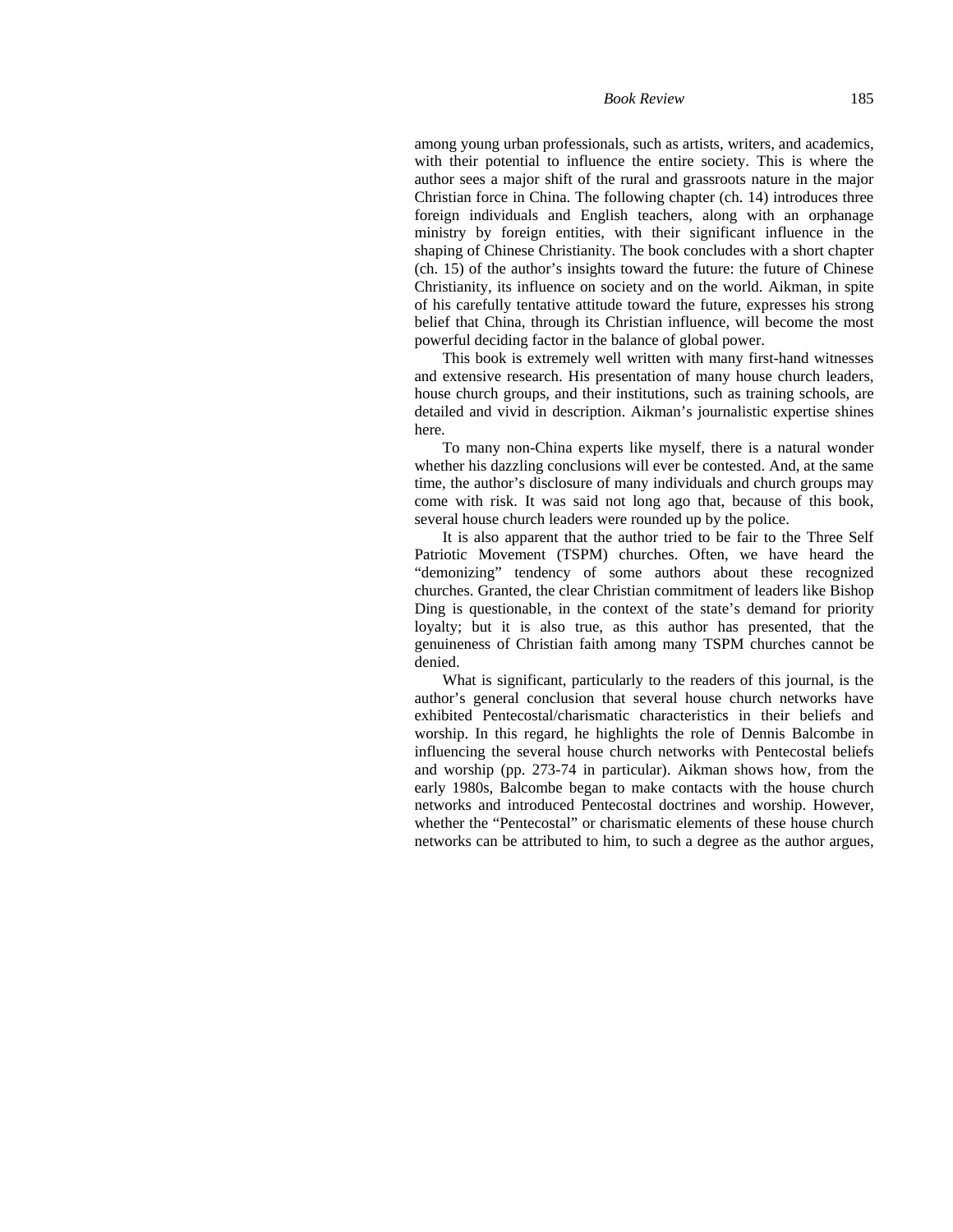among young urban professionals, such as artists, writers, and academics, with their potential to influence the entire society. This is where the author sees a major shift of the rural and grassroots nature in the major Christian force in China. The following chapter (ch. 14) introduces three foreign individuals and English teachers, along with an orphanage ministry by foreign entities, with their significant influence in the shaping of Chinese Christianity. The book concludes with a short chapter (ch. 15) of the author's insights toward the future: the future of Chinese Christianity, its influence on society and on the world. Aikman, in spite of his carefully tentative attitude toward the future, expresses his strong belief that China, through its Christian influence, will become the most powerful deciding factor in the balance of global power.

This book is extremely well written with many first-hand witnesses and extensive research. His presentation of many house church leaders, house church groups, and their institutions, such as training schools, are detailed and vivid in description. Aikman's journalistic expertise shines here.

To many non-China experts like myself, there is a natural wonder whether his dazzling conclusions will ever be contested. And, at the same time, the author's disclosure of many individuals and church groups may come with risk. It was said not long ago that, because of this book, several house church leaders were rounded up by the police.

It is also apparent that the author tried to be fair to the Three Self Patriotic Movement (TSPM) churches. Often, we have heard the "demonizing" tendency of some authors about these recognized churches. Granted, the clear Christian commitment of leaders like Bishop Ding is questionable, in the context of the state's demand for priority loyalty; but it is also true, as this author has presented, that the genuineness of Christian faith among many TSPM churches cannot be denied.

What is significant, particularly to the readers of this journal, is the author's general conclusion that several house church networks have exhibited Pentecostal/charismatic characteristics in their beliefs and worship. In this regard, he highlights the role of Dennis Balcombe in influencing the several house church networks with Pentecostal beliefs and worship (pp. 273-74 in particular). Aikman shows how, from the early 1980s, Balcombe began to make contacts with the house church networks and introduced Pentecostal doctrines and worship. However, whether the "Pentecostal" or charismatic elements of these house church networks can be attributed to him, to such a degree as the author argues,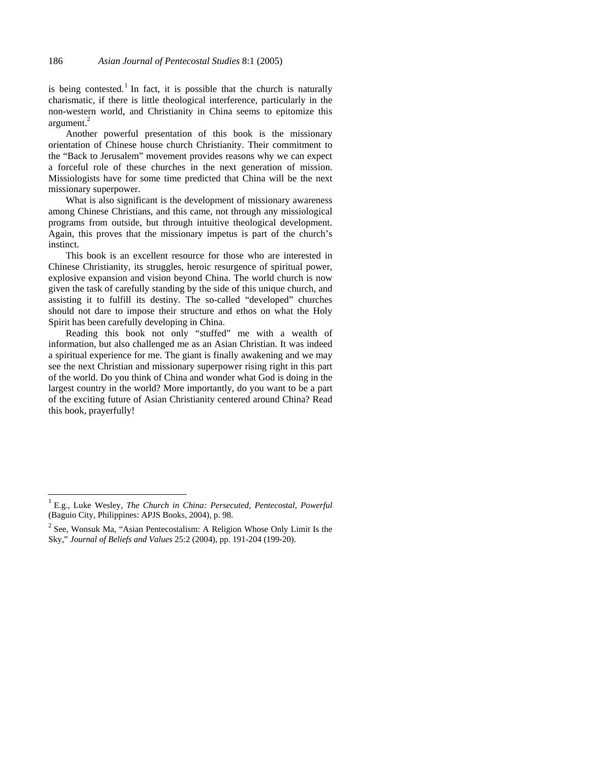is being contested.[1] In fact, it is possible that the church is naturally charismatic, if there is little theological interference, particularly in the non-western world, and Christianity in China seems to epitomize this argument.[2]

Another powerful presentation of this book is the missionary orientation of Chinese house church Christianity. Their commitment to the "Back to Jerusalem" movement provides reasons why we can expect a forceful role of these churches in the next generation of mission. Missiologists have for some time predicted that China will be the next missionary superpower.

What is also significant is the development of missionary awareness among Chinese Christians, and this came, not through any missiological programs from outside, but through intuitive theological development. Again, this proves that the missionary impetus is part of the church's instinct.

This book is an excellent resource for those who are interested in Chinese Christianity, its struggles, heroic resurgence of spiritual power, explosive expansion and vision beyond China. The world church is now given the task of carefully standing by the side of this unique church, and assisting it to fulfill its destiny. The so-called "developed" churches should not dare to impose their structure and ethos on what the Holy Spirit has been carefully developing in China.

Reading this book not only "stuffed" me with a wealth of information, but also challenged me as an Asian Christian. It was indeed a spiritual experience for me. The giant is finally awakening and we may see the next Christian and missionary superpower rising right in this part of the world. Do you think of China and wonder what God is doing in the largest country in the world? More importantly, do you want to be a part of the exciting future of Asian Christianity centered around China? Read this book, prayerfully!

---

[1] E.g., Luke Wesley, *The Church in China: Persecuted, Pentecostal, Powerful* (Baguio City, Philippines: APJS Books, 2004), p. 98.

[2] See, Wonsuk Ma, "Asian Pentecostalism: A Religion Whose Only Limit Is the Sky," *Journal of Beliefs and Values* 25:2 (2004), pp. 191-204 (199-20).